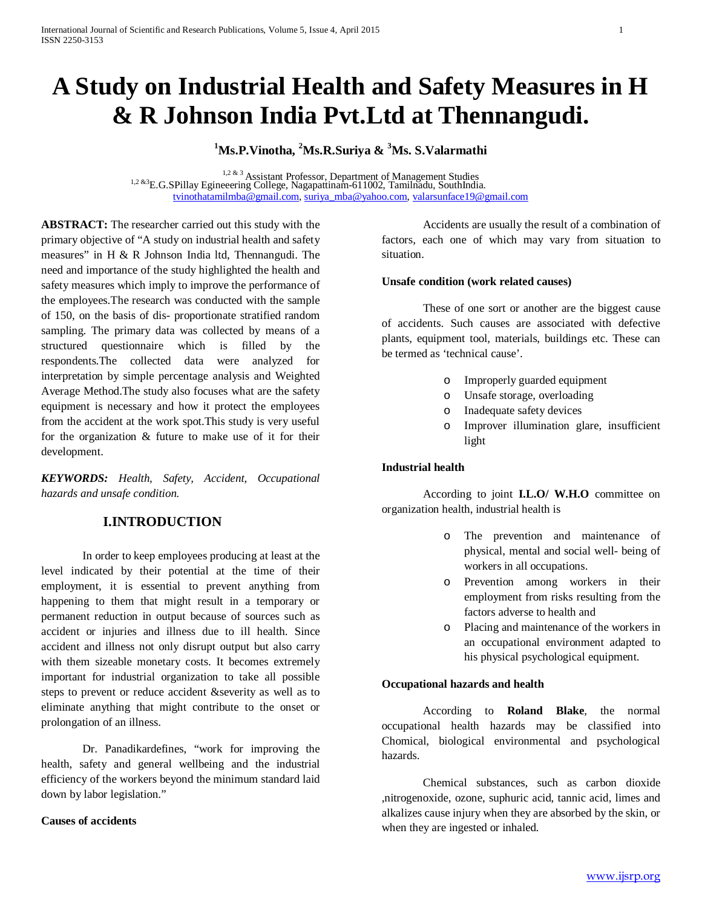# A Study on Industrial Health and Safety Measures in H & R Johnson India Pvt.Ltd at Thennangudi.

**[1]Ms.P.Vinotha, [2]Ms.R.Suriya & [3]Ms. S.Valarmathi**

[1,2 & 3] Assistant Professor, Department of Management Studies
[1,2 &3]E.G.SPillay Egineeering College, Nagapattinam-611002, Tamilnadu, SouthIndia.
tvinothatamilmba@gmail.com, suriya_mba@yahoo.com, valarsunface19@gmail.com

**ABSTRACT:** The researcher carried out this study with the primary objective of "A study on industrial health and safety measures" in H & R Johnson India ltd, Thennangudi. The need and importance of the study highlighted the health and safety measures which imply to improve the performance of the employees.The research was conducted with the sample of 150, on the basis of dis- proportionate stratified random sampling. The primary data was collected by means of a structured questionnaire which is filled by the respondents.The collected data were analyzed for interpretation by simple percentage analysis and Weighted Average Method.The study also focuses what are the safety equipment is necessary and how it protect the employees from the accident at the work spot.This study is very useful for the organization & future to make use of it for their development.

***KEYWORDS:*** *Health, Safety, Accident, Occupational hazards and unsafe condition.*

## I.INTRODUCTION

In order to keep employees producing at least at the level indicated by their potential at the time of their employment, it is essential to prevent anything from happening to them that might result in a temporary or permanent reduction in output because of sources such as accident or injuries and illness due to ill health. Since accident and illness not only disrupt output but also carry with them sizeable monetary costs. It becomes extremely important for industrial organization to take all possible steps to prevent or reduce accident &severity as well as to eliminate anything that might contribute to the onset or prolongation of an illness.

Dr. Panadikardefines, "work for improving the health, safety and general wellbeing and the industrial efficiency of the workers beyond the minimum standard laid down by labor legislation."

**Causes of accidents**

Accidents are usually the result of a combination of factors, each one of which may vary from situation to situation.

**Unsafe condition (work related causes)**

These of one sort or another are the biggest cause of accidents. Such causes are associated with defective plants, equipment tool, materials, buildings etc. These can be termed as 'technical cause'.

- Improperly guarded equipment
- Unsafe storage, overloading
- Inadequate safety devices
- Improver illumination glare, insufficient light

**Industrial health**

According to joint **I.L.O/ W.H.O** committee on organization health, industrial health is

- The prevention and maintenance of physical, mental and social well- being of workers in all occupations.
- Prevention among workers in their employment from risks resulting from the factors adverse to health and
- Placing and maintenance of the workers in an occupational environment adapted to his physical psychological equipment.

**Occupational hazards and health**

According to **Roland Blake**, the normal occupational health hazards may be classified into Chomical, biological environmental and psychological hazards.

Chemical substances, such as carbon dioxide ,nitrogenoxide, ozone, suphuric acid, tannic acid, limes and alkalizes cause injury when they are absorbed by the skin, or when they are ingested or inhaled.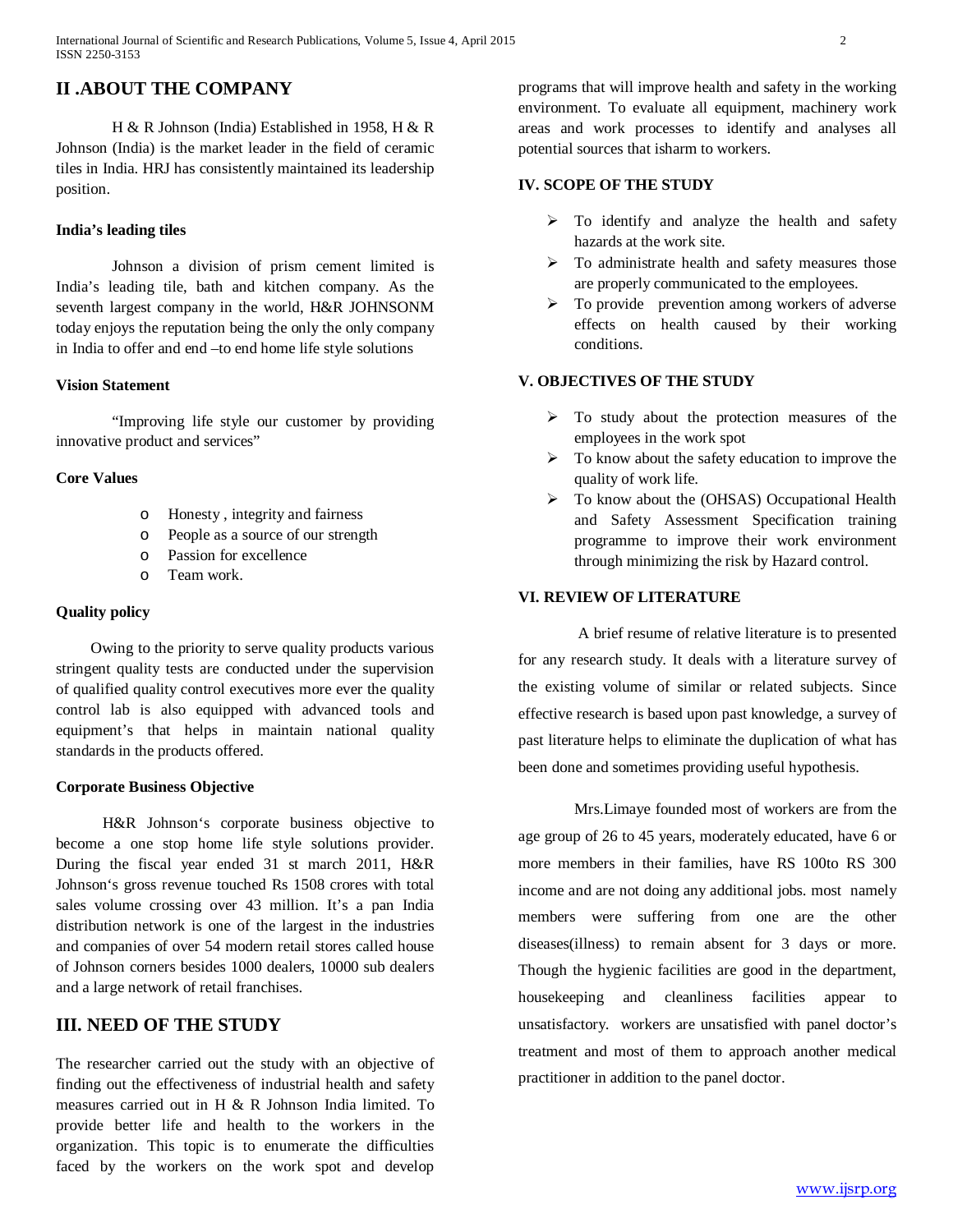## II .ABOUT THE COMPANY

H & R Johnson (India) Established in 1958, H & R Johnson (India) is the market leader in the field of ceramic tiles in India. HRJ has consistently maintained its leadership position.

### India's leading tiles

Johnson a division of prism cement limited is India's leading tile, bath and kitchen company. As the seventh largest company in the world, H&R JOHNSONM today enjoys the reputation being the only the only company in India to offer and end –to end home life style solutions

### Vision Statement

"Improving life style our customer by providing innovative product and services"

### Core Values

- Honesty , integrity and fairness
- People as a source of our strength
- Passion for excellence
- Team work.

### Quality policy

Owing to the priority to serve quality products various stringent quality tests are conducted under the supervision of qualified quality control executives more ever the quality control lab is also equipped with advanced tools and equipment's that helps in maintain national quality standards in the products offered.

### Corporate Business Objective

H&R Johnson's corporate business objective to become a one stop home life style solutions provider. During the fiscal year ended 31 st march 2011, H&R Johnson's gross revenue touched Rs 1508 crores with total sales volume crossing over 43 million. It's a pan India distribution network is one of the largest in the industries and companies of over 54 modern retail stores called house of Johnson corners besides 1000 dealers, 10000 sub dealers and a large network of retail franchises.

## III. NEED OF THE STUDY

The researcher carried out the study with an objective of finding out the effectiveness of industrial health and safety measures carried out in H & R Johnson India limited. To provide better life and health to the workers in the organization. This topic is to enumerate the difficulties faced by the workers on the work spot and develop programs that will improve health and safety in the working environment. To evaluate all equipment, machinery work areas and work processes to identify and analyses all potential sources that isharm to workers.

### IV. SCOPE OF THE STUDY

- To identify and analyze the health and safety hazards at the work site.
- To administrate health and safety measures those are properly communicated to the employees.
- To provide prevention among workers of adverse effects on health caused by their working conditions.

### V. OBJECTIVES OF THE STUDY

- To study about the protection measures of the employees in the work spot
- To know about the safety education to improve the quality of work life.
- To know about the (OHSAS) Occupational Health and Safety Assessment Specification training programme to improve their work environment through minimizing the risk by Hazard control.

### VI. REVIEW OF LITERATURE

A brief resume of relative literature is to presented for any research study. It deals with a literature survey of the existing volume of similar or related subjects. Since effective research is based upon past knowledge, a survey of past literature helps to eliminate the duplication of what has been done and sometimes providing useful hypothesis.

Mrs.Limaye founded most of workers are from the age group of 26 to 45 years, moderately educated, have 6 or more members in their families, have RS 100to RS 300 income and are not doing any additional jobs. most namely members were suffering from one are the other diseases(illness) to remain absent for 3 days or more. Though the hygienic facilities are good in the department, housekeeping and cleanliness facilities appear to unsatisfactory. workers are unsatisfied with panel doctor's treatment and most of them to approach another medical practitioner in addition to the panel doctor.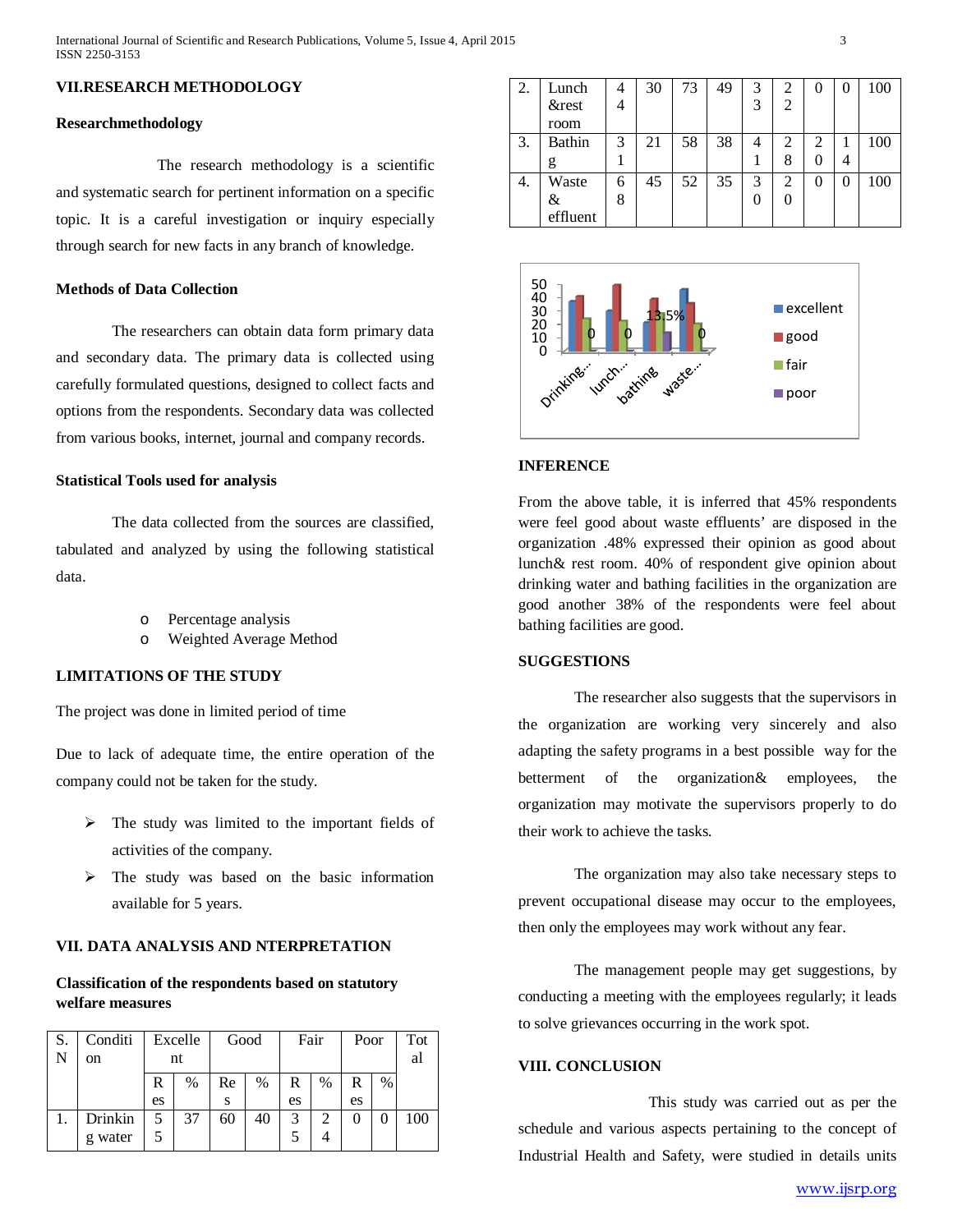## VII.RESEARCH METHODOLOGY

### Researchmethodology

The research methodology is a scientific and systematic search for pertinent information on a specific topic. It is a careful investigation or inquiry especially through search for new facts in any branch of knowledge.

### Methods of Data Collection

The researchers can obtain data form primary data and secondary data. The primary data is collected using carefully formulated questions, designed to collect facts and options from the respondents. Secondary data was collected from various books, internet, journal and company records.

### Statistical Tools used for analysis

The data collected from the sources are classified, tabulated and analyzed by using the following statistical data.

- Percentage analysis
- Weighted Average Method

## LIMITATIONS OF THE STUDY

The project was done in limited period of time

Due to lack of adequate time, the entire operation of the company could not be taken for the study.

- The study was limited to the important fields of activities of the company.
- The study was based on the basic information available for 5 years.

## VII. DATA ANALYSIS AND NTERPRETATION

### Classification of the respondents based on statutory welfare measures

| S.N | Condition | Excellent | | Good | | Fair | | Poor | | Total |
|---|---|---|---|---|---|---|---|---|---|---|
| | | Res | % | Res | % | Res | % | Res | % | |
| 1. | Drinking water | 55 | 37 | 60 | 40 | 35 | 24 | 0 | 0 | 100 |
| 2. | Lunch &rest room | 44 | 30 | 73 | 49 | 33 | 22 | 0 | 0 | 100 |
| 3. | Bathing | 31 | 21 | 58 | 38 | 41 | 28 | 20 | 14 | 100 |
| 4. | Waste & effluent | 68 | 45 | 52 | 35 | 30 | 20 | 0 | 0 | 100 |

## INFERENCE

From the above table, it is inferred that 45% respondents were feel good about waste effluents' are disposed in the organization .48% expressed their opinion as good about lunch& rest room. 40% of respondent give opinion about drinking water and bathing facilities in the organization are good another 38% of the respondents were feel about bathing facilities are good.

## SUGGESTIONS

The researcher also suggests that the supervisors in the organization are working very sincerely and also adapting the safety programs in a best possible way for the betterment of the organization& employees, the organization may motivate the supervisors properly to do their work to achieve the tasks.

The organization may also take necessary steps to prevent occupational disease may occur to the employees, then only the employees may work without any fear.

The management people may get suggestions, by conducting a meeting with the employees regularly; it leads to solve grievances occurring in the work spot.

## VIII. CONCLUSION

This study was carried out as per the schedule and various aspects pertaining to the concept of Industrial Health and Safety, were studied in details units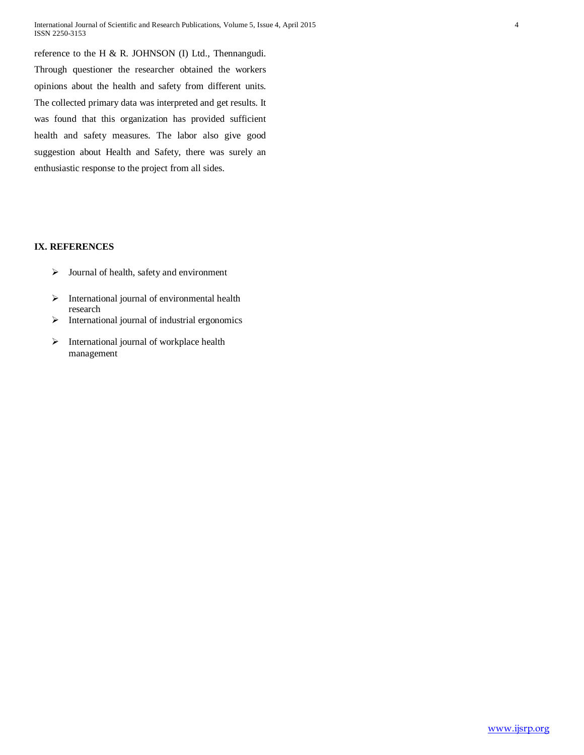reference to the H & R. JOHNSON (I) Ltd., Thennangudi. Through questioner the researcher obtained the workers opinions about the health and safety from different units. The collected primary data was interpreted and get results. It was found that this organization has provided sufficient health and safety measures. The labor also give good suggestion about Health and Safety, there was surely an enthusiastic response to the project from all sides.

## IX. REFERENCES

- Journal of health, safety and environment
- International journal of environmental health research
- International journal of industrial ergonomics
- International journal of workplace health management